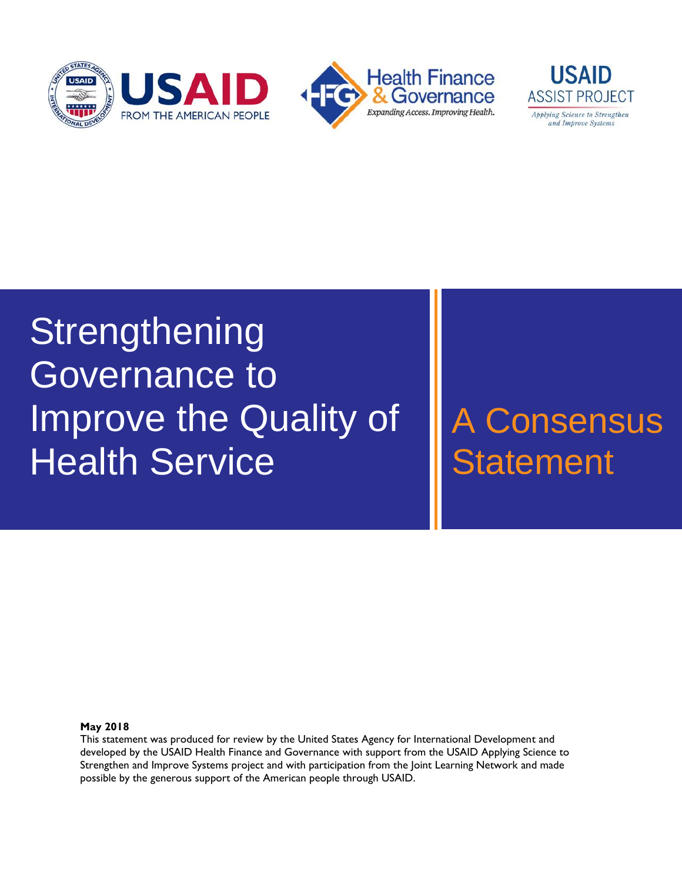# Strengthening Governance to Improve the Quality of Health Service

## A Consensus Statement

**May 2018**

This statement was produced for review by the United States Agency for International Development and developed by the USAID Health Finance and Governance with support from the USAID Applying Science to Strengthen and Improve Systems project and with participation from the Joint Learning Network and made possible by the generous support of the American people through USAID.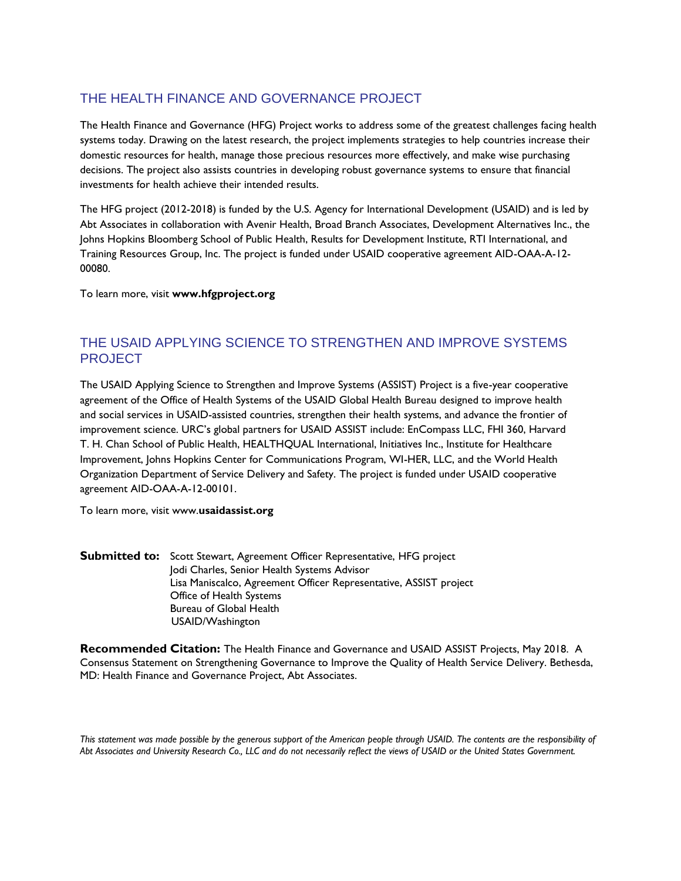## THE HEALTH FINANCE AND GOVERNANCE PROJECT

The Health Finance and Governance (HFG) Project works to address some of the greatest challenges facing health systems today. Drawing on the latest research, the project implements strategies to help countries increase their domestic resources for health, manage those precious resources more effectively, and make wise purchasing decisions. The project also assists countries in developing robust governance systems to ensure that financial investments for health achieve their intended results.

The HFG project (2012-2018) is funded by the U.S. Agency for International Development (USAID) and is led by Abt Associates in collaboration with Avenir Health, Broad Branch Associates, Development Alternatives Inc., the Johns Hopkins Bloomberg School of Public Health, Results for Development Institute, RTI International, and Training Resources Group, Inc. The project is funded under USAID cooperative agreement AID-OAA-A-12-00080.

To learn more, visit **www.hfgproject.org**

## THE USAID APPLYING SCIENCE TO STRENGTHEN AND IMPROVE SYSTEMS PROJECT

The USAID Applying Science to Strengthen and Improve Systems (ASSIST) Project is a five-year cooperative agreement of the Office of Health Systems of the USAID Global Health Bureau designed to improve health and social services in USAID-assisted countries, strengthen their health systems, and advance the frontier of improvement science. URC's global partners for USAID ASSIST include: EnCompass LLC, FHI 360, Harvard T. H. Chan School of Public Health, HEALTHQUAL International, Initiatives Inc., Institute for Healthcare Improvement, Johns Hopkins Center for Communications Program, WI-HER, LLC, and the World Health Organization Department of Service Delivery and Safety. The project is funded under USAID cooperative agreement AID-OAA-A-12-00101.

To learn more, visit www.**usaidassist.org**

**Submitted to:** Scott Stewart, Agreement Officer Representative, HFG project
Jodi Charles, Senior Health Systems Advisor
Lisa Maniscalco, Agreement Officer Representative, ASSIST project
Office of Health Systems
Bureau of Global Health
USAID/Washington

**Recommended Citation:** The Health Finance and Governance and USAID ASSIST Projects, May 2018. A Consensus Statement on Strengthening Governance to Improve the Quality of Health Service Delivery. Bethesda, MD: Health Finance and Governance Project, Abt Associates.

*This statement was made possible by the generous support of the American people through USAID. The contents are the responsibility of Abt Associates and University Research Co., LLC and do not necessarily reflect the views of USAID or the United States Government.*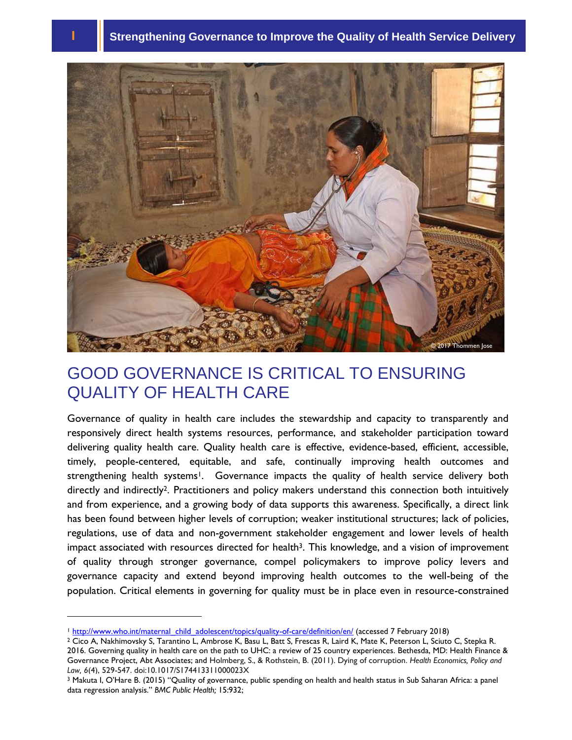# GOOD GOVERNANCE IS CRITICAL TO ENSURING QUALITY OF HEALTH CARE

Governance of quality in health care includes the stewardship and capacity to transparently and responsively direct health systems resources, performance, and stakeholder participation toward delivering quality health care. Quality health care is effective, evidence-based, efficient, accessible, timely, people-centered, equitable, and safe, continually improving health outcomes and strengthening health systems[1]. Governance impacts the quality of health service delivery both directly and indirectly[2]. Practitioners and policy makers understand this connection both intuitively and from experience, and a growing body of data supports this awareness. Specifically, a direct link has been found between higher levels of corruption; weaker institutional structures; lack of policies, regulations, use of data and non-government stakeholder engagement and lower levels of health impact associated with resources directed for health[3]. This knowledge, and a vision of improvement of quality through stronger governance, compel policymakers to improve policy levers and governance capacity and extend beyond improving health outcomes to the well-being of the population. Critical elements in governing for quality must be in place even in resource-constrained

---

[1] http://www.who.int/maternal_child_adolescent/topics/quality-of-care/definition/en/ (accessed 7 February 2018)

[2] Cico A, Nakhimovsky S, Tarantino L, Ambrose K, Basu L, Batt S, Frescas R, Laird K, Mate K, Peterson L, Sciuto C, Stepka R. 2016. Governing quality in health care on the path to UHC: a review of 25 country experiences. Bethesda, MD: Health Finance & Governance Project, Abt Associates; and Holmberg, S., & Rothstein, B. (2011). Dying of corruption. *Health Economics, Policy and Law, 6*(4), 529-547. doi:10.1017/S174413311000023X

[3] Makuta I, O'Hare B. (2015) "Quality of governance, public spending on health and health status in Sub Saharan Africa: a panel data regression analysis." *BMC Public Health;* 15:932;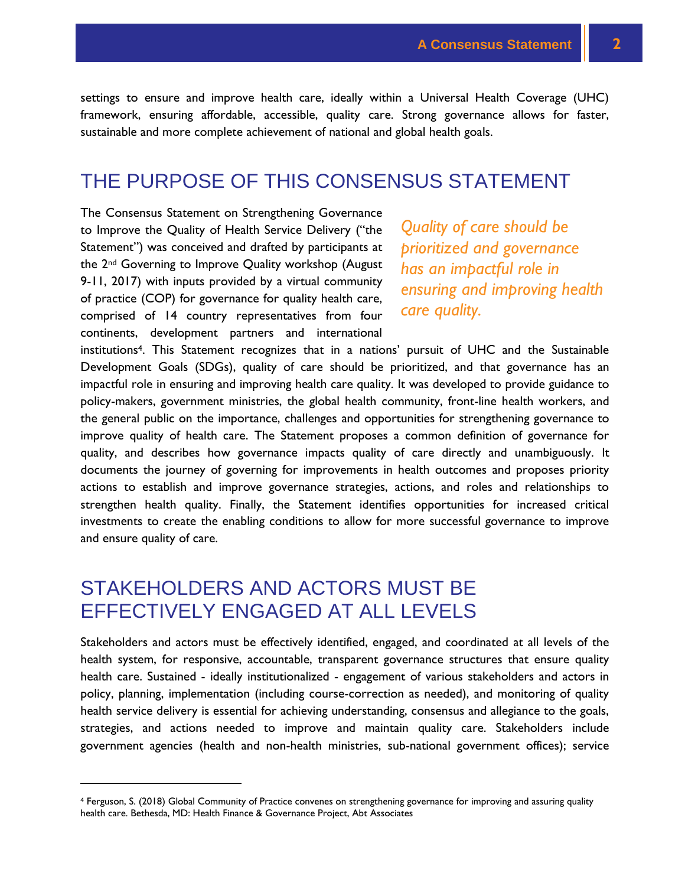settings to ensure and improve health care, ideally within a Universal Health Coverage (UHC) framework, ensuring affordable, accessible, quality care. Strong governance allows for faster, sustainable and more complete achievement of national and global health goals.

## THE PURPOSE OF THIS CONSENSUS STATEMENT

*Quality of care should be prioritized and governance has an impactful role in ensuring and improving health care quality.*

The Consensus Statement on Strengthening Governance to Improve the Quality of Health Service Delivery ("the Statement") was conceived and drafted by participants at the 2nd Governing to Improve Quality workshop (August 9-11, 2017) with inputs provided by a virtual community of practice (COP) for governance for quality health care, comprised of 14 country representatives from four continents, development partners and international institutions[4]. This Statement recognizes that in a nations' pursuit of UHC and the Sustainable Development Goals (SDGs), quality of care should be prioritized, and that governance has an impactful role in ensuring and improving health care quality. It was developed to provide guidance to policy-makers, government ministries, the global health community, front-line health workers, and the general public on the importance, challenges and opportunities for strengthening governance to improve quality of health care. The Statement proposes a common definition of governance for quality, and describes how governance impacts quality of care directly and unambiguously. It documents the journey of governing for improvements in health outcomes and proposes priority actions to establish and improve governance strategies, actions, and roles and relationships to strengthen health quality. Finally, the Statement identifies opportunities for increased critical investments to create the enabling conditions to allow for more successful governance to improve and ensure quality of care.

## STAKEHOLDERS AND ACTORS MUST BE EFFECTIVELY ENGAGED AT ALL LEVELS

Stakeholders and actors must be effectively identified, engaged, and coordinated at all levels of the health system, for responsive, accountable, transparent governance structures that ensure quality health care. Sustained - ideally institutionalized - engagement of various stakeholders and actors in policy, planning, implementation (including course-correction as needed), and monitoring of quality health service delivery is essential for achieving understanding, consensus and allegiance to the goals, strategies, and actions needed to improve and maintain quality care. Stakeholders include government agencies (health and non-health ministries, sub-national government offices); service

[4] Ferguson, S. (2018) Global Community of Practice convenes on strengthening governance for improving and assuring quality health care. Bethesda, MD: Health Finance & Governance Project, Abt Associates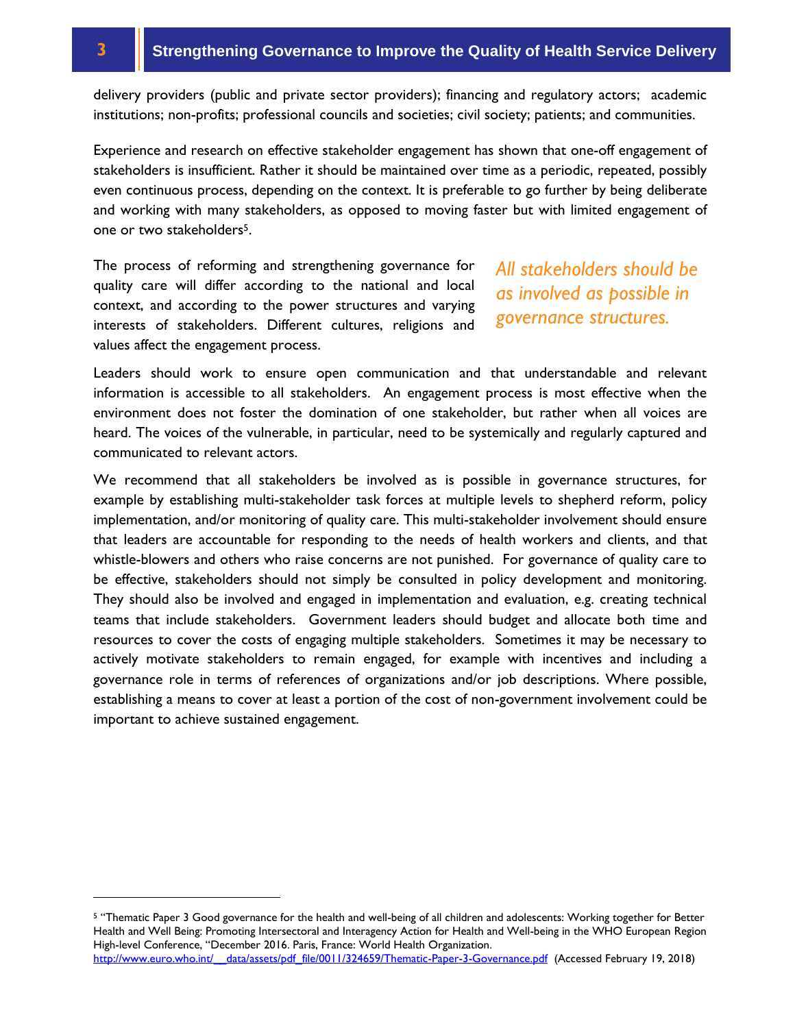delivery providers (public and private sector providers); financing and regulatory actors; academic institutions; non-profits; professional councils and societies; civil society; patients; and communities.

Experience and research on effective stakeholder engagement has shown that one-off engagement of stakeholders is insufficient. Rather it should be maintained over time as a periodic, repeated, possibly even continuous process, depending on the context. It is preferable to go further by being deliberate and working with many stakeholders, as opposed to moving faster but with limited engagement of one or two stakeholders[5].

The process of reforming and strengthening governance for quality care will differ according to the national and local context, and according to the power structures and varying interests of stakeholders. Different cultures, religions and values affect the engagement process.

*All stakeholders should be as involved as possible in governance structures.*

Leaders should work to ensure open communication and that understandable and relevant information is accessible to all stakeholders. An engagement process is most effective when the environment does not foster the domination of one stakeholder, but rather when all voices are heard. The voices of the vulnerable, in particular, need to be systemically and regularly captured and communicated to relevant actors.

We recommend that all stakeholders be involved as is possible in governance structures, for example by establishing multi-stakeholder task forces at multiple levels to shepherd reform, policy implementation, and/or monitoring of quality care. This multi-stakeholder involvement should ensure that leaders are accountable for responding to the needs of health workers and clients, and that whistle-blowers and others who raise concerns are not punished. For governance of quality care to be effective, stakeholders should not simply be consulted in policy development and monitoring. They should also be involved and engaged in implementation and evaluation, e.g. creating technical teams that include stakeholders. Government leaders should budget and allocate both time and resources to cover the costs of engaging multiple stakeholders. Sometimes it may be necessary to actively motivate stakeholders to remain engaged, for example with incentives and including a governance role in terms of references of organizations and/or job descriptions. Where possible, establishing a means to cover at least a portion of the cost of non-government involvement could be important to achieve sustained engagement.

---

[5] "Thematic Paper 3 Good governance for the health and well-being of all children and adolescents: Working together for Better Health and Well Being: Promoting Intersectoral and Interagency Action for Health and Well-being in the WHO European Region High-level Conference, "December 2016. Paris, France: World Health Organization. http://www.euro.who.int/__data/assets/pdf_file/0011/324659/Thematic-Paper-3-Governance.pdf (Accessed February 19, 2018)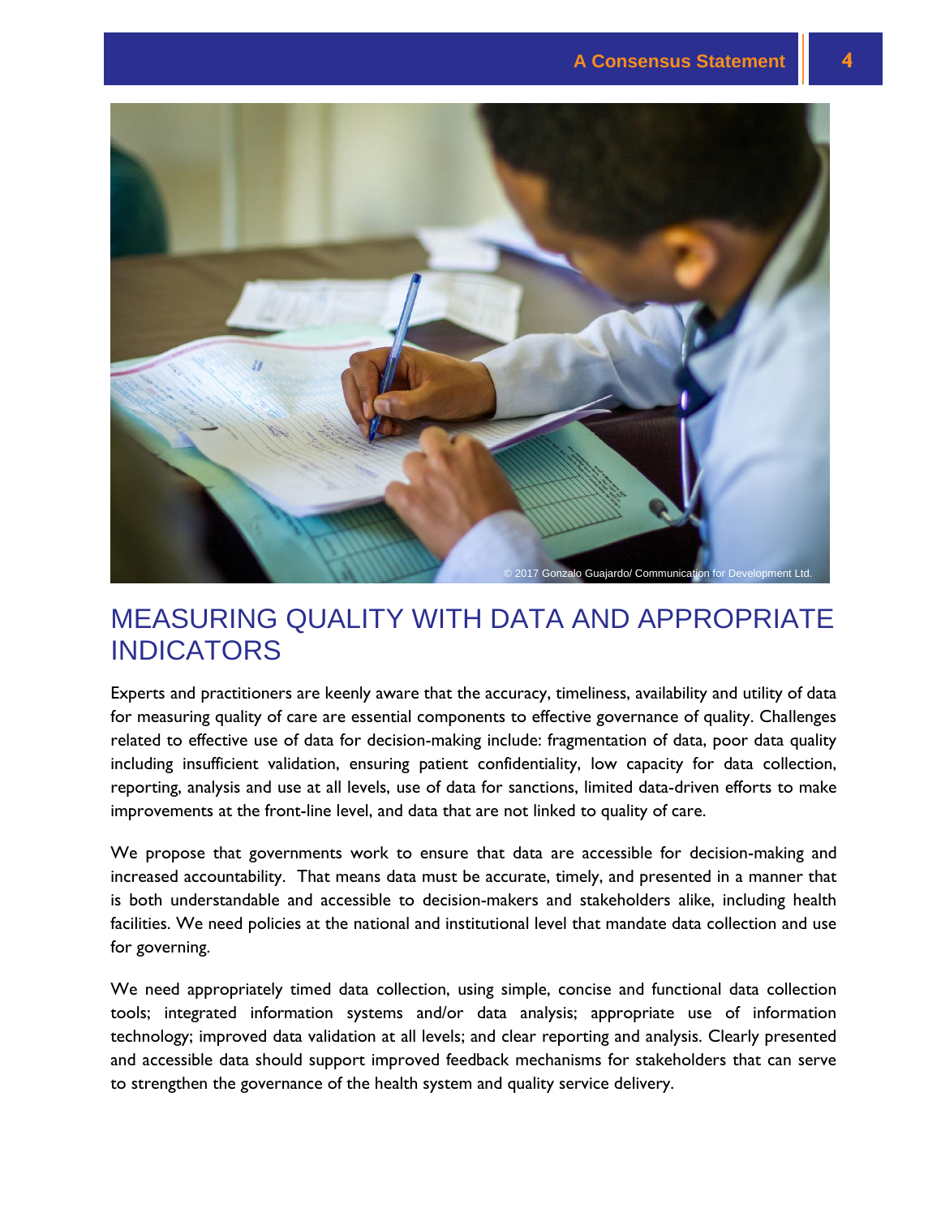© 2017 Gonzalo Guajardo/ Communication for Development Ltd.

# MEASURING QUALITY WITH DATA AND APPROPRIATE INDICATORS

Experts and practitioners are keenly aware that the accuracy, timeliness, availability and utility of data for measuring quality of care are essential components to effective governance of quality. Challenges related to effective use of data for decision-making include: fragmentation of data, poor data quality including insufficient validation, ensuring patient confidentiality, low capacity for data collection, reporting, analysis and use at all levels, use of data for sanctions, limited data-driven efforts to make improvements at the front-line level, and data that are not linked to quality of care.

We propose that governments work to ensure that data are accessible for decision-making and increased accountability. That means data must be accurate, timely, and presented in a manner that is both understandable and accessible to decision-makers and stakeholders alike, including health facilities. We need policies at the national and institutional level that mandate data collection and use for governing.

We need appropriately timed data collection, using simple, concise and functional data collection tools; integrated information systems and/or data analysis; appropriate use of information technology; improved data validation at all levels; and clear reporting and analysis. Clearly presented and accessible data should support improved feedback mechanisms for stakeholders that can serve to strengthen the governance of the health system and quality service delivery.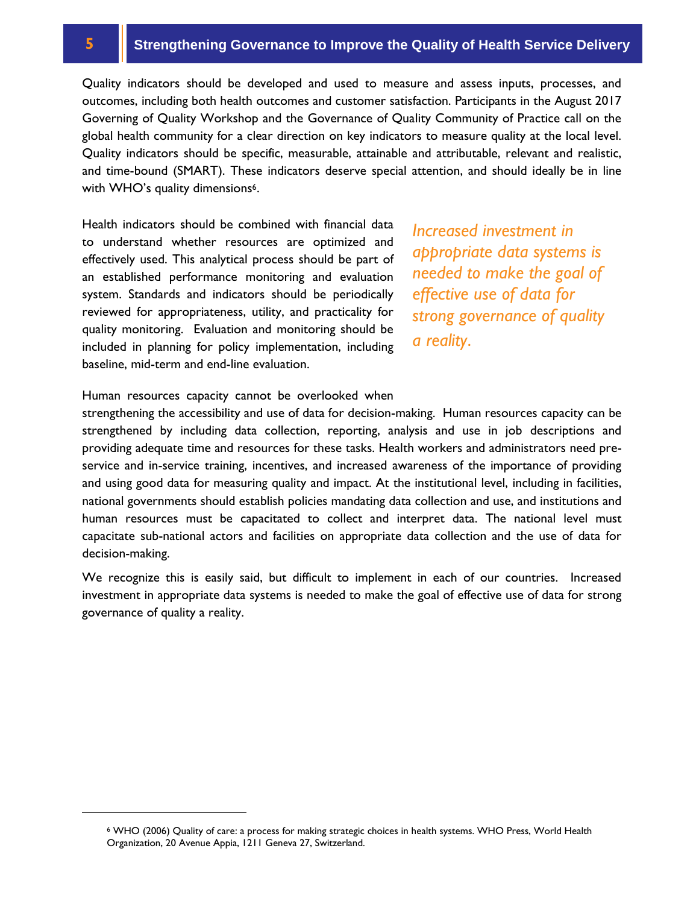Quality indicators should be developed and used to measure and assess inputs, processes, and outcomes, including both health outcomes and customer satisfaction. Participants in the August 2017 Governing of Quality Workshop and the Governance of Quality Community of Practice call on the global health community for a clear direction on key indicators to measure quality at the local level. Quality indicators should be specific, measurable, attainable and attributable, relevant and realistic, and time-bound (SMART). These indicators deserve special attention, and should ideally be in line with WHO's quality dimensions[6].

Health indicators should be combined with financial data to understand whether resources are optimized and effectively used. This analytical process should be part of an established performance monitoring and evaluation system. Standards and indicators should be periodically reviewed for appropriateness, utility, and practicality for quality monitoring. Evaluation and monitoring should be included in planning for policy implementation, including baseline, mid-term and end-line evaluation.

*Increased investment in appropriate data systems is needed to make the goal of effective use of data for strong governance of quality a reality.*

Human resources capacity cannot be overlooked when strengthening the accessibility and use of data for decision-making. Human resources capacity can be strengthened by including data collection, reporting, analysis and use in job descriptions and providing adequate time and resources for these tasks. Health workers and administrators need pre-service and in-service training, incentives, and increased awareness of the importance of providing and using good data for measuring quality and impact. At the institutional level, including in facilities, national governments should establish policies mandating data collection and use, and institutions and human resources must be capacitated to collect and interpret data. The national level must capacitate sub-national actors and facilities on appropriate data collection and the use of data for decision-making.

We recognize this is easily said, but difficult to implement in each of our countries. Increased investment in appropriate data systems is needed to make the goal of effective use of data for strong governance of quality a reality.

---

[6] WHO (2006) Quality of care: a process for making strategic choices in health systems. WHO Press, World Health Organization, 20 Avenue Appia, 1211 Geneva 27, Switzerland.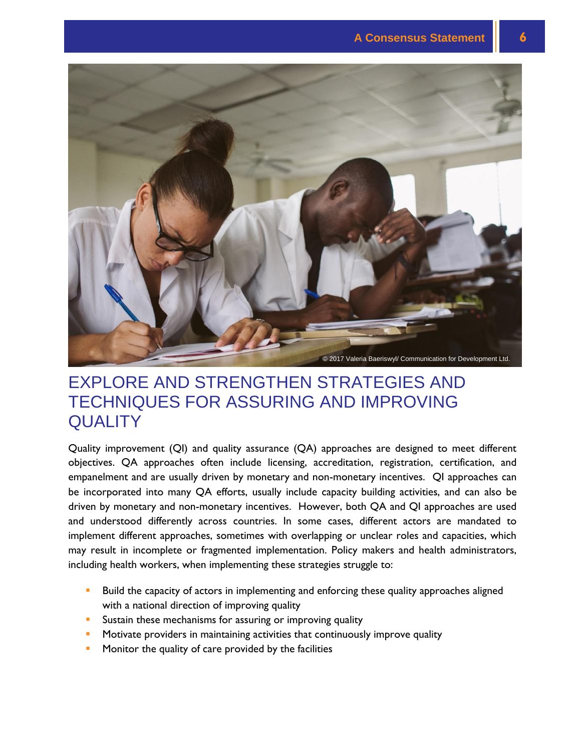# EXPLORE AND STRENGTHEN STRATEGIES AND TECHNIQUES FOR ASSURING AND IMPROVING QUALITY

Quality improvement (QI) and quality assurance (QA) approaches are designed to meet different objectives. QA approaches often include licensing, accreditation, registration, certification, and empanelment and are usually driven by monetary and non-monetary incentives. QI approaches can be incorporated into many QA efforts, usually include capacity building activities, and can also be driven by monetary and non-monetary incentives. However, both QA and QI approaches are used and understood differently across countries. In some cases, different actors are mandated to implement different approaches, sometimes with overlapping or unclear roles and capacities, which may result in incomplete or fragmented implementation. Policy makers and health administrators, including health workers, when implementing these strategies struggle to:

- Build the capacity of actors in implementing and enforcing these quality approaches aligned with a national direction of improving quality
- Sustain these mechanisms for assuring or improving quality
- Motivate providers in maintaining activities that continuously improve quality
- Monitor the quality of care provided by the facilities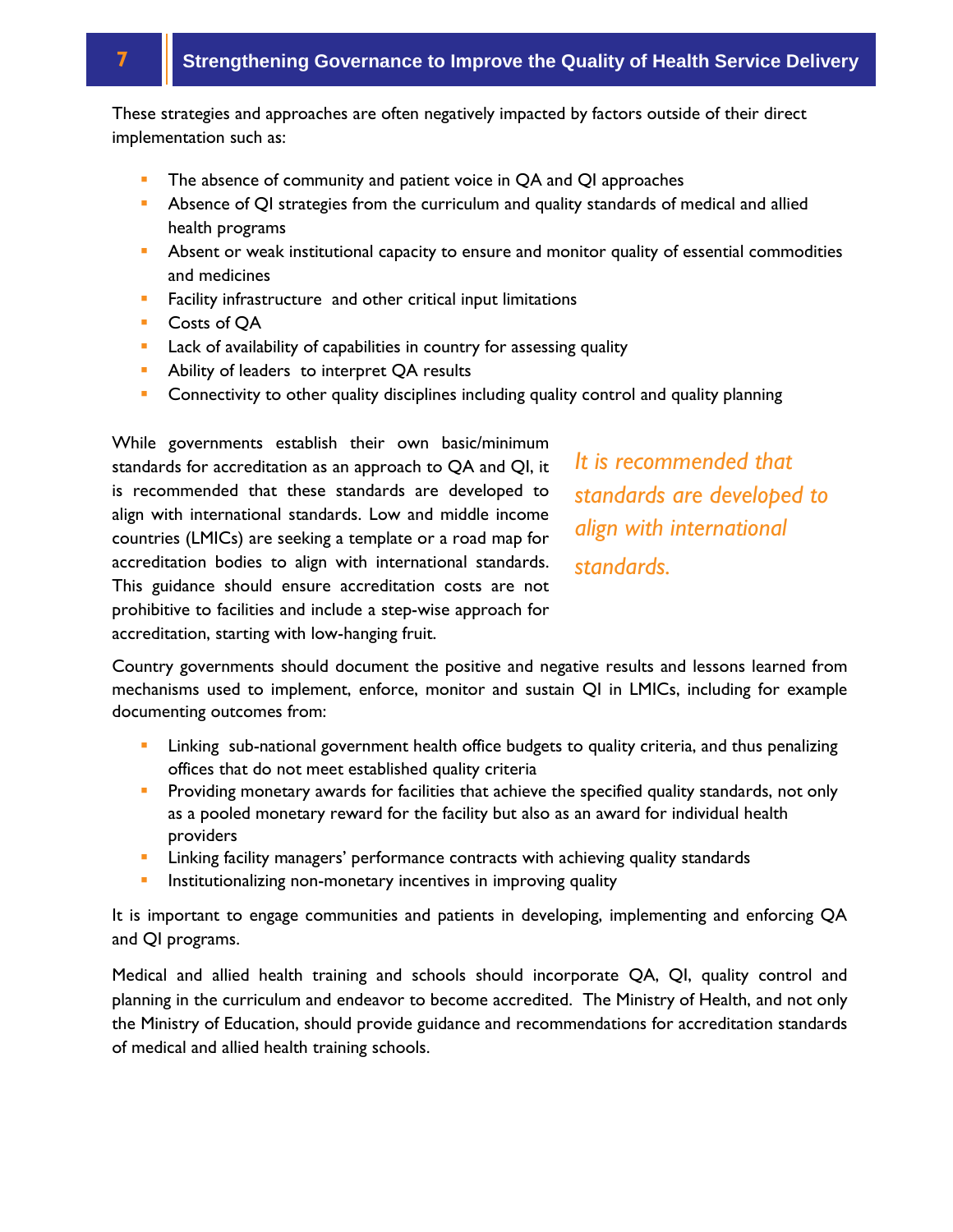These strategies and approaches are often negatively impacted by factors outside of their direct implementation such as:

- The absence of community and patient voice in QA and QI approaches
- Absence of QI strategies from the curriculum and quality standards of medical and allied health programs
- Absent or weak institutional capacity to ensure and monitor quality of essential commodities and medicines
- Facility infrastructure and other critical input limitations
- Costs of QA
- Lack of availability of capabilities in country for assessing quality
- Ability of leaders to interpret QA results
- Connectivity to other quality disciplines including quality control and quality planning

While governments establish their own basic/minimum standards for accreditation as an approach to QA and QI, it is recommended that these standards are developed to align with international standards. Low and middle income countries (LMICs) are seeking a template or a road map for accreditation bodies to align with international standards. This guidance should ensure accreditation costs are not prohibitive to facilities and include a step-wise approach for accreditation, starting with low-hanging fruit.

*It is recommended that standards are developed to align with international standards.*

Country governments should document the positive and negative results and lessons learned from mechanisms used to implement, enforce, monitor and sustain QI in LMICs, including for example documenting outcomes from:

- Linking sub-national government health office budgets to quality criteria, and thus penalizing offices that do not meet established quality criteria
- Providing monetary awards for facilities that achieve the specified quality standards, not only as a pooled monetary reward for the facility but also as an award for individual health providers
- Linking facility managers' performance contracts with achieving quality standards
- Institutionalizing non-monetary incentives in improving quality

It is important to engage communities and patients in developing, implementing and enforcing QA and QI programs.

Medical and allied health training and schools should incorporate QA, QI, quality control and planning in the curriculum and endeavor to become accredited. The Ministry of Health, and not only the Ministry of Education, should provide guidance and recommendations for accreditation standards of medical and allied health training schools.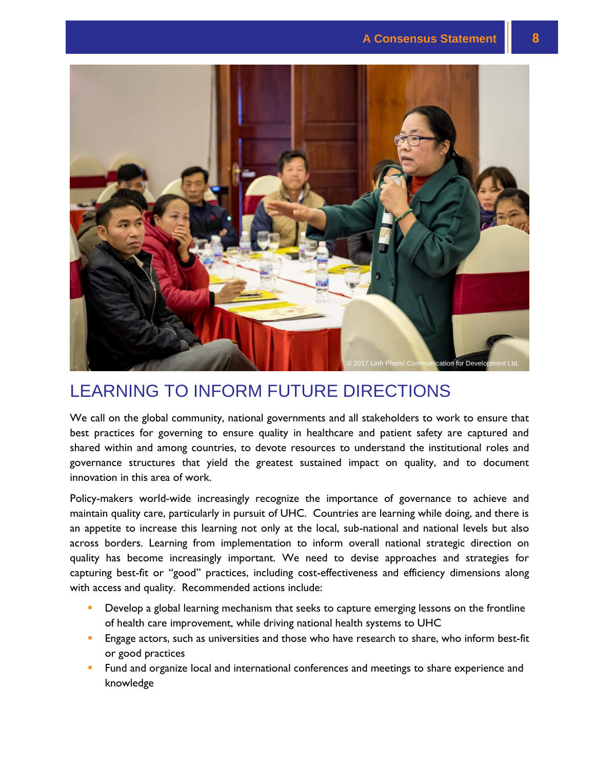## LEARNING TO INFORM FUTURE DIRECTIONS

We call on the global community, national governments and all stakeholders to work to ensure that best practices for governing to ensure quality in healthcare and patient safety are captured and shared within and among countries, to devote resources to understand the institutional roles and governance structures that yield the greatest sustained impact on quality, and to document innovation in this area of work.

Policy-makers world-wide increasingly recognize the importance of governance to achieve and maintain quality care, particularly in pursuit of UHC. Countries are learning while doing, and there is an appetite to increase this learning not only at the local, sub-national and national levels but also across borders. Learning from implementation to inform overall national strategic direction on quality has become increasingly important. We need to devise approaches and strategies for capturing best-fit or "good" practices, including cost-effectiveness and efficiency dimensions along with access and quality. Recommended actions include:

- Develop a global learning mechanism that seeks to capture emerging lessons on the frontline of health care improvement, while driving national health systems to UHC
- Engage actors, such as universities and those who have research to share, who inform best-fit or good practices
- Fund and organize local and international conferences and meetings to share experience and knowledge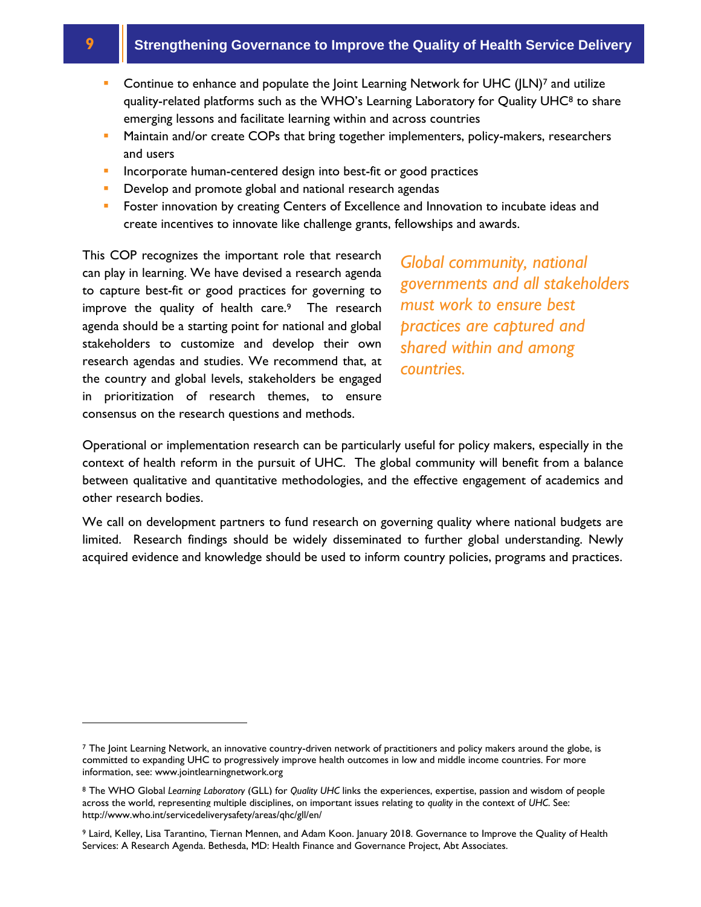- Continue to enhance and populate the Joint Learning Network for UHC (JLN)[7] and utilize quality-related platforms such as the WHO's Learning Laboratory for Quality UHC[8] to share emerging lessons and facilitate learning within and across countries
- Maintain and/or create COPs that bring together implementers, policy-makers, researchers and users
- Incorporate human-centered design into best-fit or good practices
- Develop and promote global and national research agendas
- Foster innovation by creating Centers of Excellence and Innovation to incubate ideas and create incentives to innovate like challenge grants, fellowships and awards.

This COP recognizes the important role that research can play in learning. We have devised a research agenda to capture best-fit or good practices for governing to improve the quality of health care.[9] The research agenda should be a starting point for national and global stakeholders to customize and develop their own research agendas and studies. We recommend that, at the country and global levels, stakeholders be engaged in prioritization of research themes, to ensure consensus on the research questions and methods.

*Global community, national governments and all stakeholders must work to ensure best practices are captured and shared within and among countries.*

Operational or implementation research can be particularly useful for policy makers, especially in the context of health reform in the pursuit of UHC. The global community will benefit from a balance between qualitative and quantitative methodologies, and the effective engagement of academics and other research bodies.

We call on development partners to fund research on governing quality where national budgets are limited. Research findings should be widely disseminated to further global understanding. Newly acquired evidence and knowledge should be used to inform country policies, programs and practices.

---

[7] The Joint Learning Network, an innovative country-driven network of practitioners and policy makers around the globe, is committed to expanding UHC to progressively improve health outcomes in low and middle income countries. For more information, see: www.jointlearningnetwork.org

[8] The WHO Global *Learning Laboratory* (GLL) for *Quality UHC* links the experiences, expertise, passion and wisdom of people across the world, representing multiple disciplines, on important issues relating to *quality* in the context of *UHC*. See: http://www.who.int/servicedeliverysafety/areas/qhc/gll/en/

[9] Laird, Kelley, Lisa Tarantino, Tiernan Mennen, and Adam Koon. January 2018. Governance to Improve the Quality of Health Services: A Research Agenda. Bethesda, MD: Health Finance and Governance Project, Abt Associates.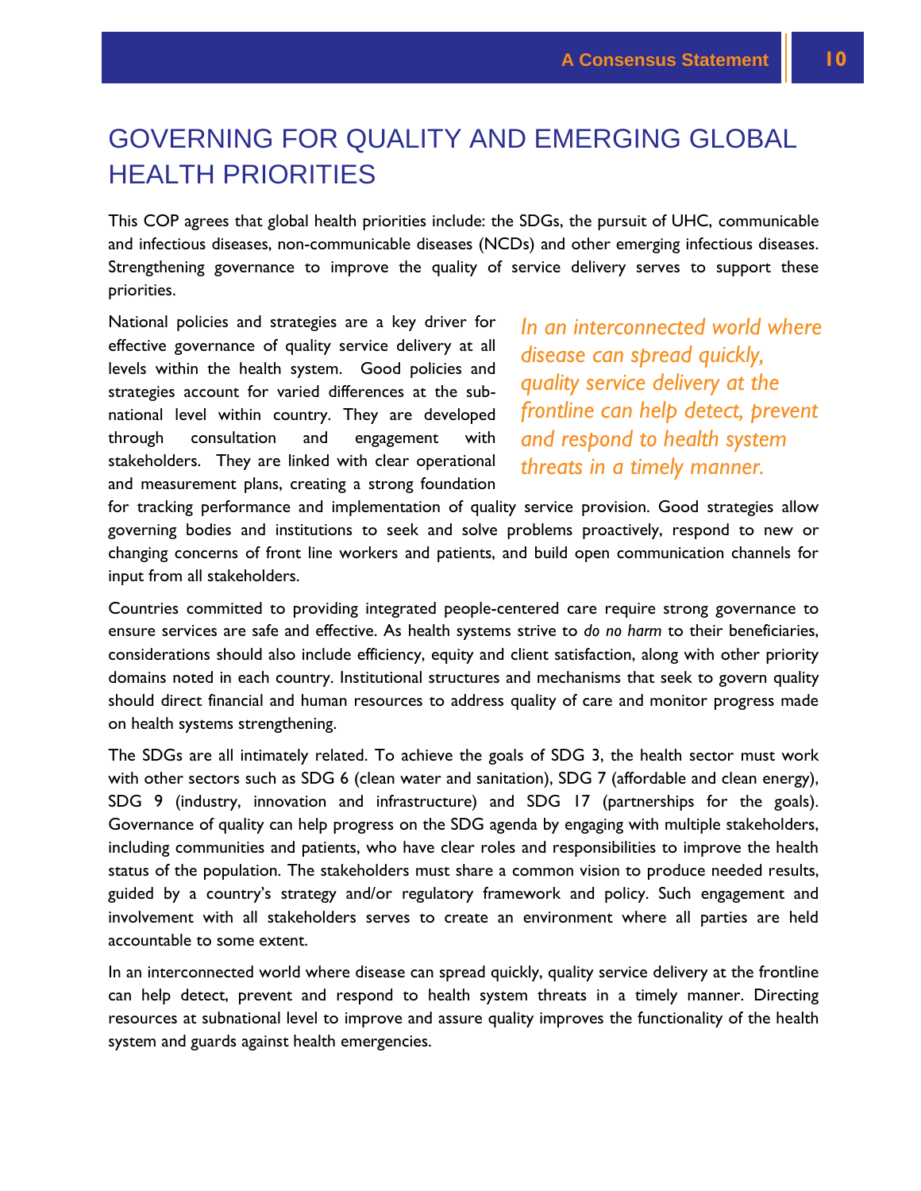# GOVERNING FOR QUALITY AND EMERGING GLOBAL HEALTH PRIORITIES

This COP agrees that global health priorities include: the SDGs, the pursuit of UHC, communicable and infectious diseases, non-communicable diseases (NCDs) and other emerging infectious diseases. Strengthening governance to improve the quality of service delivery serves to support these priorities.

*In an interconnected world where disease can spread quickly, quality service delivery at the frontline can help detect, prevent and respond to health system threats in a timely manner.*

National policies and strategies are a key driver for effective governance of quality service delivery at all levels within the health system. Good policies and strategies account for varied differences at the sub-national level within country. They are developed through consultation and engagement with stakeholders. They are linked with clear operational and measurement plans, creating a strong foundation for tracking performance and implementation of quality service provision. Good strategies allow governing bodies and institutions to seek and solve problems proactively, respond to new or changing concerns of front line workers and patients, and build open communication channels for input from all stakeholders.

Countries committed to providing integrated people-centered care require strong governance to ensure services are safe and effective. As health systems strive to *do no harm* to their beneficiaries, considerations should also include efficiency, equity and client satisfaction, along with other priority domains noted in each country. Institutional structures and mechanisms that seek to govern quality should direct financial and human resources to address quality of care and monitor progress made on health systems strengthening.

The SDGs are all intimately related. To achieve the goals of SDG 3, the health sector must work with other sectors such as SDG 6 (clean water and sanitation), SDG 7 (affordable and clean energy), SDG 9 (industry, innovation and infrastructure) and SDG 17 (partnerships for the goals). Governance of quality can help progress on the SDG agenda by engaging with multiple stakeholders, including communities and patients, who have clear roles and responsibilities to improve the health status of the population. The stakeholders must share a common vision to produce needed results, guided by a country's strategy and/or regulatory framework and policy. Such engagement and involvement with all stakeholders serves to create an environment where all parties are held accountable to some extent.

In an interconnected world where disease can spread quickly, quality service delivery at the frontline can help detect, prevent and respond to health system threats in a timely manner. Directing resources at subnational level to improve and assure quality improves the functionality of the health system and guards against health emergencies.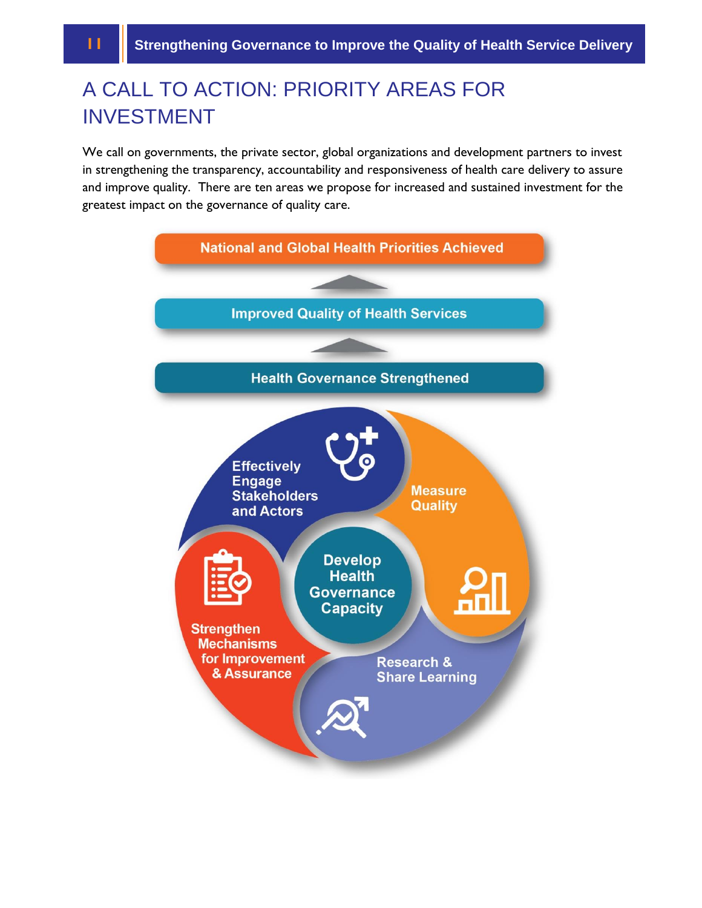# A CALL TO ACTION: PRIORITY AREAS FOR INVESTMENT

We call on governments, the private sector, global organizations and development partners to invest in strengthening the transparency, accountability and responsiveness of health care delivery to assure and improve quality. There are ten areas we propose for increased and sustained investment for the greatest impact on the governance of quality care.

National and Global Health Priorities Achieved

Improved Quality of Health Services

Health Governance Strengthened

Effectively Engage Stakeholders and Actors

Measure Quality

Develop Health Governance Capacity

Strengthen Mechanisms for Improvement & Assurance

Research & Share Learning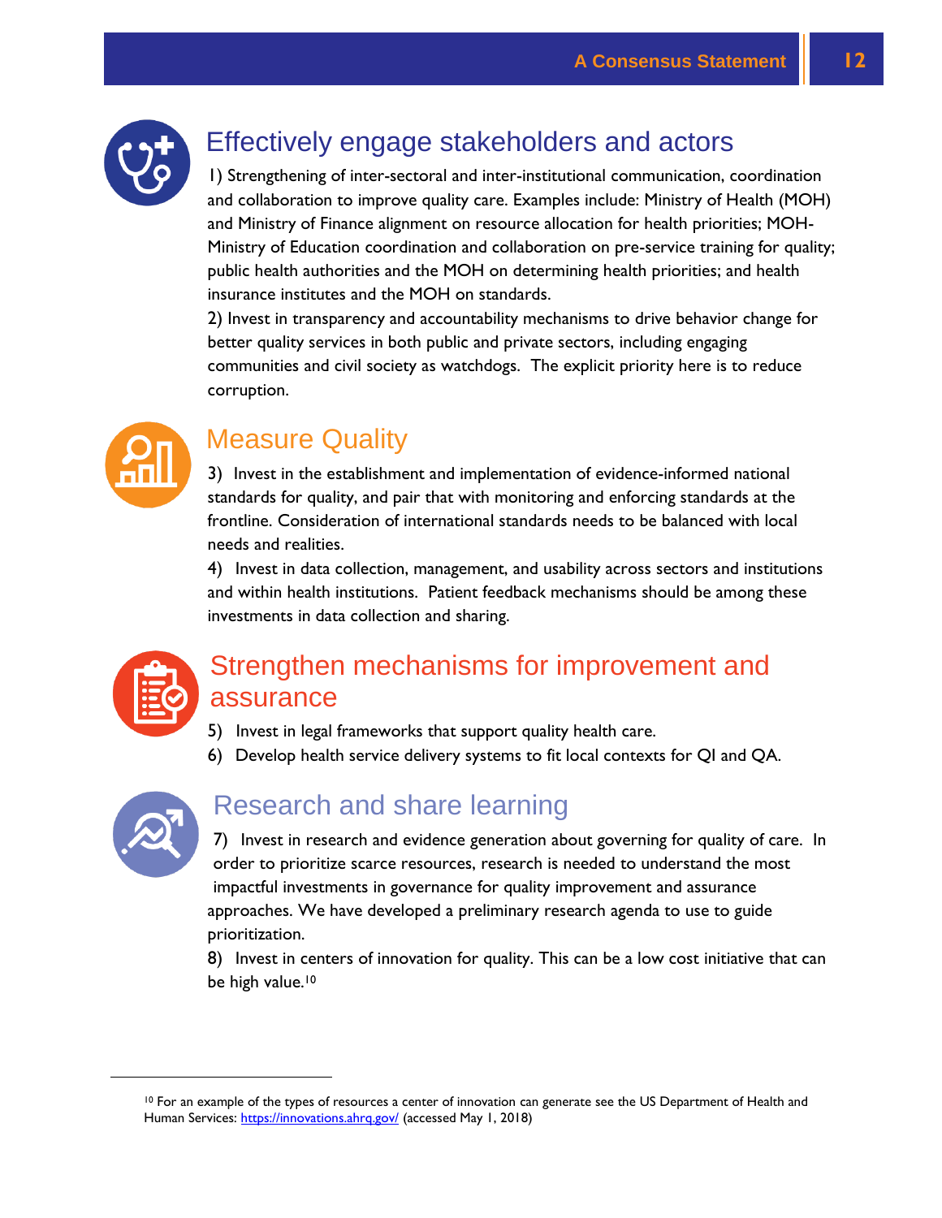## Effectively engage stakeholders and actors

1) Strengthening of inter-sectoral and inter-institutional communication, coordination and collaboration to improve quality care. Examples include: Ministry of Health (MOH) and Ministry of Finance alignment on resource allocation for health priorities; MOH-Ministry of Education coordination and collaboration on pre-service training for quality; public health authorities and the MOH on determining health priorities; and health insurance institutes and the MOH on standards.

2) Invest in transparency and accountability mechanisms to drive behavior change for better quality services in both public and private sectors, including engaging communities and civil society as watchdogs. The explicit priority here is to reduce corruption.

## Measure Quality

3) Invest in the establishment and implementation of evidence-informed national standards for quality, and pair that with monitoring and enforcing standards at the frontline. Consideration of international standards needs to be balanced with local needs and realities.

4) Invest in data collection, management, and usability across sectors and institutions and within health institutions. Patient feedback mechanisms should be among these investments in data collection and sharing.

## Strengthen mechanisms for improvement and assurance

5) Invest in legal frameworks that support quality health care.

6) Develop health service delivery systems to fit local contexts for QI and QA.

## Research and share learning

7) Invest in research and evidence generation about governing for quality of care. In order to prioritize scarce resources, research is needed to understand the most impactful investments in governance for quality improvement and assurance approaches. We have developed a preliminary research agenda to use to guide prioritization.

8) Invest in centers of innovation for quality. This can be a low cost initiative that can be high value.[10]

---

[10] For an example of the types of resources a center of innovation can generate see the US Department of Health and Human Services: https://innovations.ahrq.gov/ (accessed May 1, 2018)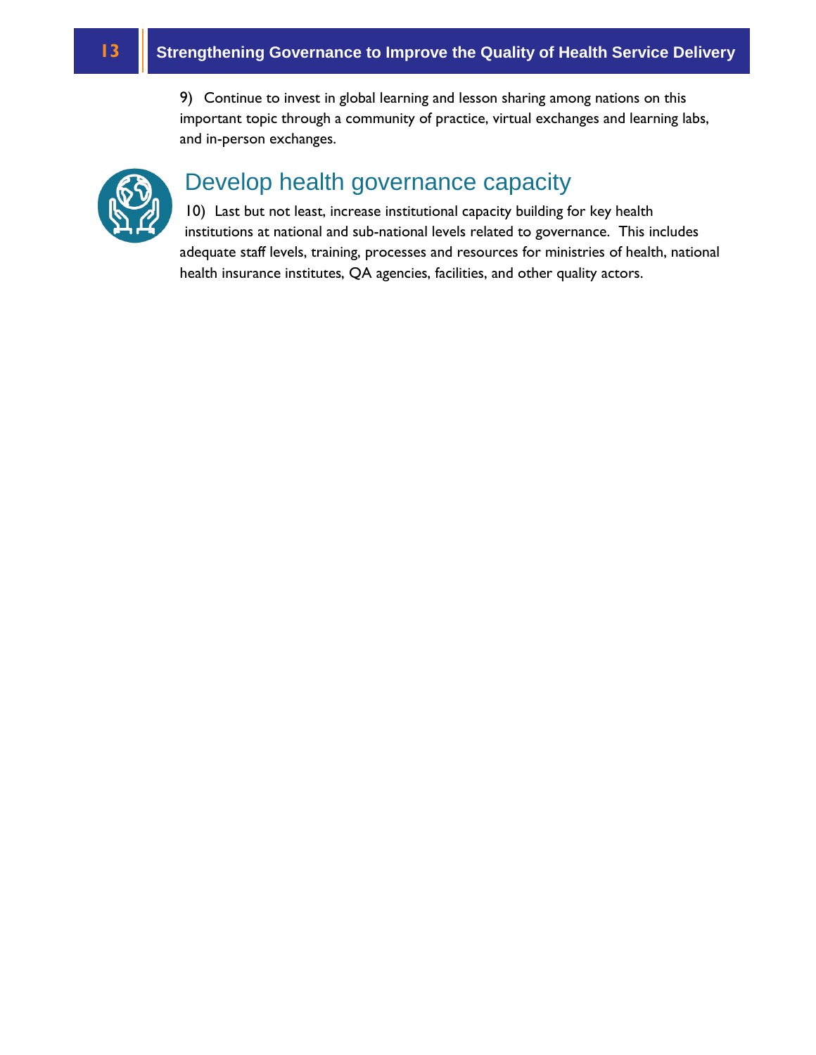9) Continue to invest in global learning and lesson sharing among nations on this important topic through a community of practice, virtual exchanges and learning labs, and in-person exchanges.

## Develop health governance capacity

10) Last but not least, increase institutional capacity building for key health institutions at national and sub-national levels related to governance. This includes adequate staff levels, training, processes and resources for ministries of health, national health insurance institutes, QA agencies, facilities, and other quality actors.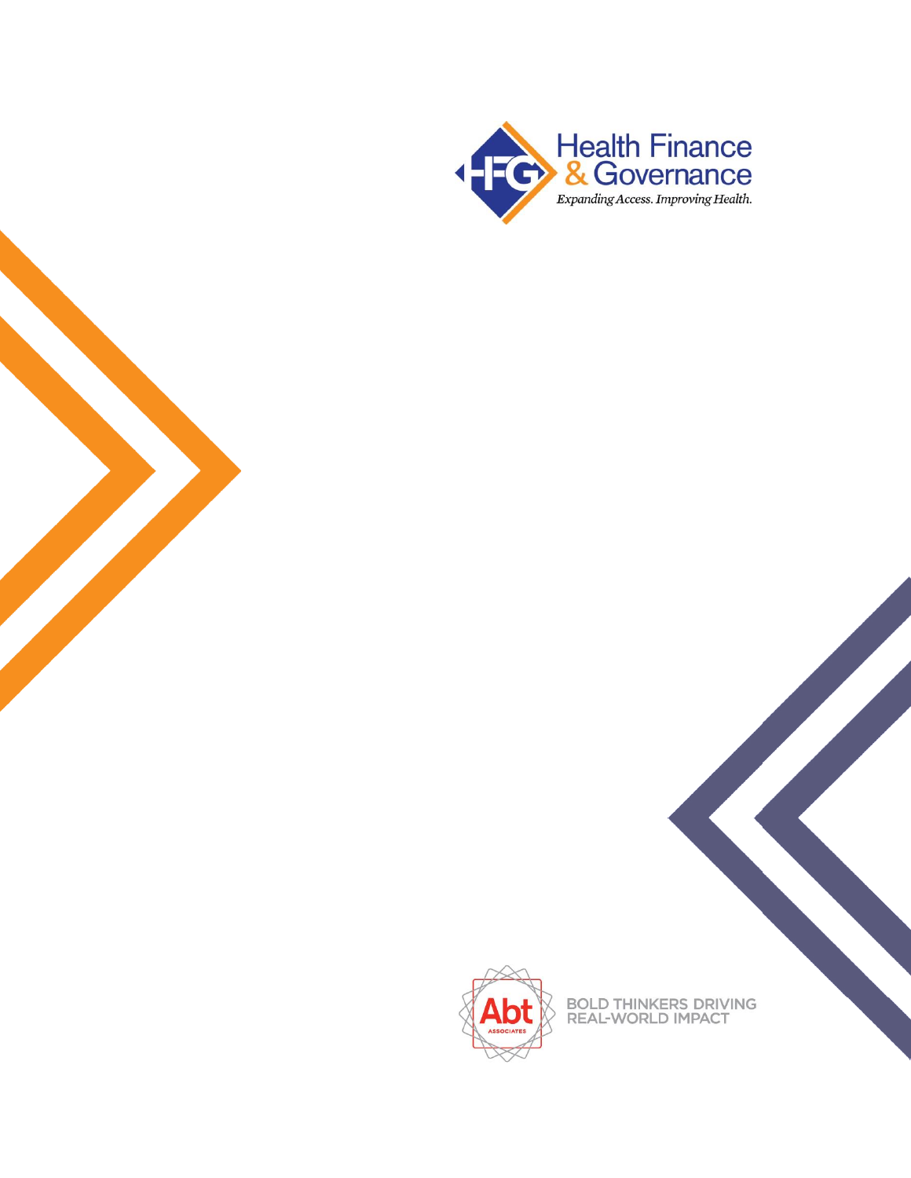Health Finance & Governance

*Expanding Access. Improving Health.*

BOLD THINKERS DRIVING REAL-WORLD IMPACT